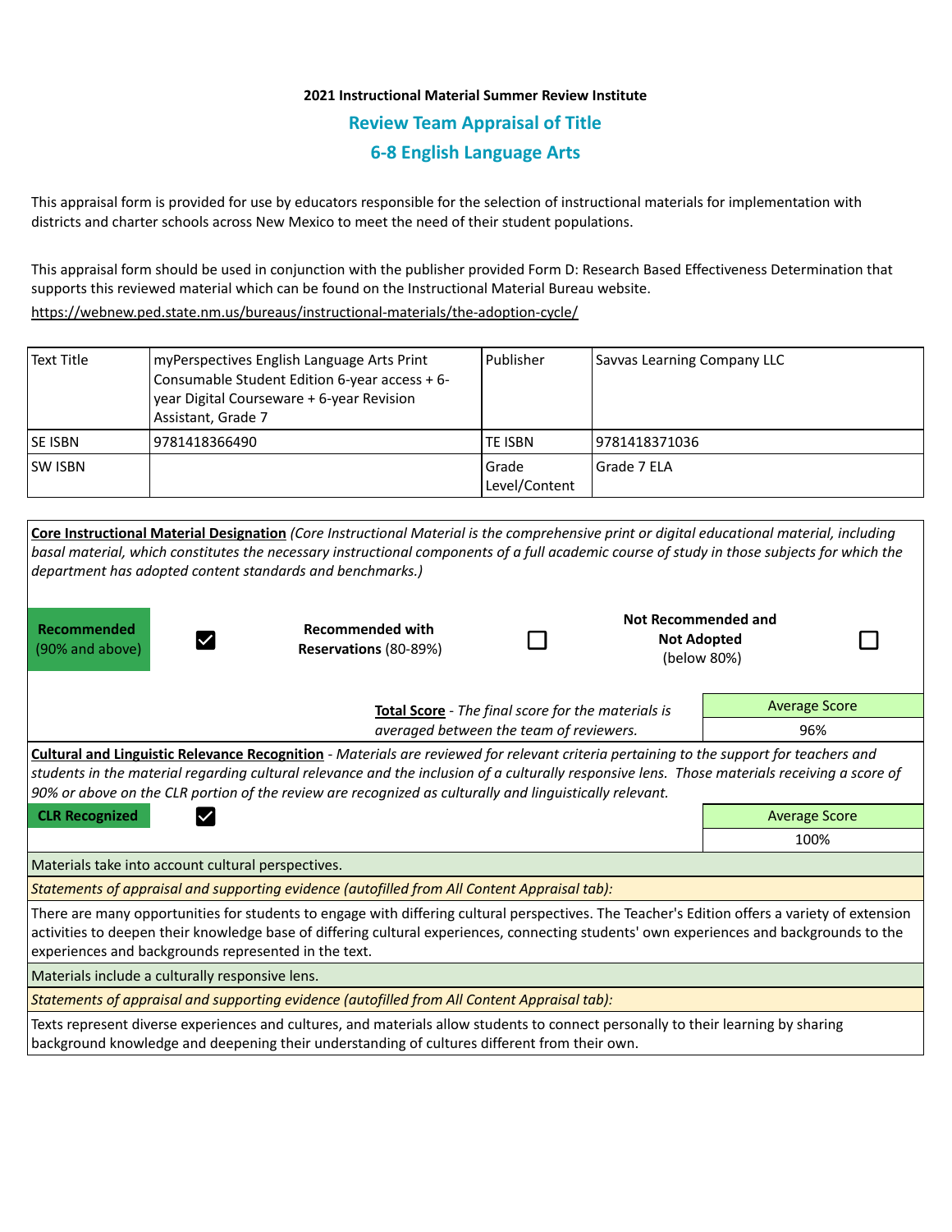**2021 Instructional Material Summer Review Institute**

## Review Team Appraisal of Title

## 6-8 English Language Arts

This appraisal form is provided for use by educators responsible for the selection of instructional materials for implementation with districts and charter schools across New Mexico to meet the need of their student populations.

This appraisal form should be used in conjunction with the publisher provided Form D: Research Based Effectiveness Determination that supports this reviewed material which can be found on the Instructional Material Bureau website.

https://webnew.ped.state.nm.us/bureaus/instructional-materials/the-adoption-cycle/

| Text Title | myPerspectives English Language Arts Print Consumable Student Edition 6-year access + 6-year Digital Courseware + 6-year Revision Assistant, Grade 7 | Publisher | Savvas Learning Company LLC |
|---|---|---|---|
| SE ISBN | 9781418366490 | TE ISBN | 9781418371036 |
| SW ISBN | | Grade Level/Content | Grade 7 ELA |

**Core Instructional Material Designation** *(Core Instructional Material is the comprehensive print or digital educational material, including basal material, which constitutes the necessary instructional components of a full academic course of study in those subjects for which the department has adopted content standards and benchmarks.)*

| Recommended (90% and above) | ☑ | Recommended with Reservations (80-89%) | ☐ | Not Recommended and Not Adopted (below 80%) | ☐ |
|---|---|---|---|---|---|

**Total Score** - *The final score for the materials is averaged between the team of reviewers.*

| Average Score |
|---|
| 96% |

**Cultural and Linguistic Relevance Recognition** - *Materials are reviewed for relevant criteria pertaining to the support for teachers and students in the material regarding cultural relevance and the inclusion of a culturally responsive lens. Those materials receiving a score of 90% or above on the CLR portion of the review are recognized as culturally and linguistically relevant.*

**CLR Recognized** ☑

| Average Score |
|---|
| 100% |

Materials take into account cultural perspectives.

*Statements of appraisal and supporting evidence (autofilled from All Content Appraisal tab):*

There are many opportunities for students to engage with differing cultural perspectives. The Teacher's Edition offers a variety of extension activities to deepen their knowledge base of differing cultural experiences, connecting students' own experiences and backgrounds to the experiences and backgrounds represented in the text.

Materials include a culturally responsive lens.

*Statements of appraisal and supporting evidence (autofilled from All Content Appraisal tab):*

Texts represent diverse experiences and cultures, and materials allow students to connect personally to their learning by sharing background knowledge and deepening their understanding of cultures different from their own.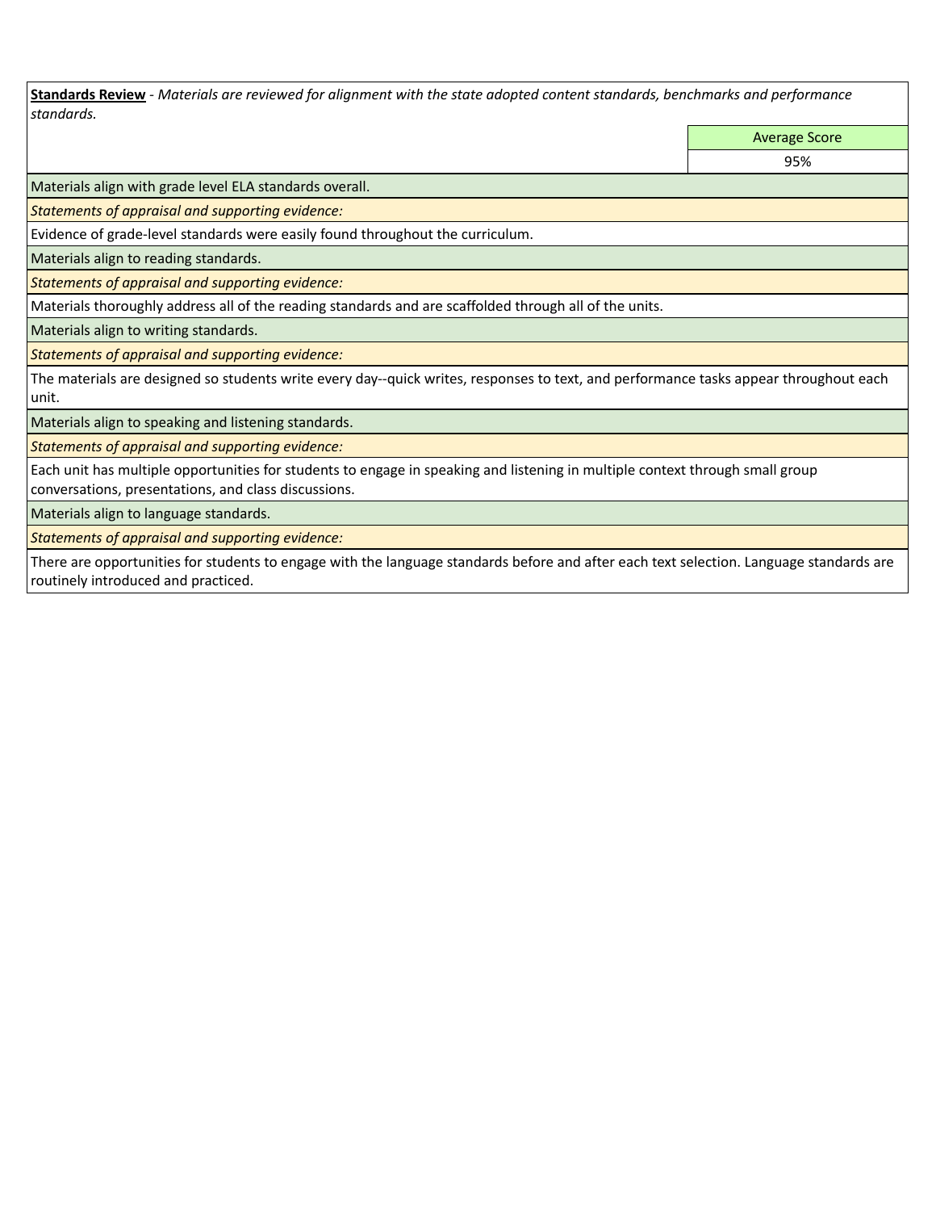**Standards Review** - *Materials are reviewed for alignment with the state adopted content standards, benchmarks and performance standards.*

| | Average Score |
|---|---|
| | 95% |

Materials align with grade level ELA standards overall.

*Statements of appraisal and supporting evidence:*

Evidence of grade-level standards were easily found throughout the curriculum.

Materials align to reading standards.

*Statements of appraisal and supporting evidence:*

Materials thoroughly address all of the reading standards and are scaffolded through all of the units.

Materials align to writing standards.

*Statements of appraisal and supporting evidence:*

The materials are designed so students write every day--quick writes, responses to text, and performance tasks appear throughout each unit.

Materials align to speaking and listening standards.

*Statements of appraisal and supporting evidence:*

Each unit has multiple opportunities for students to engage in speaking and listening in multiple context through small group conversations, presentations, and class discussions.

Materials align to language standards.

*Statements of appraisal and supporting evidence:*

There are opportunities for students to engage with the language standards before and after each text selection. Language standards are routinely introduced and practiced.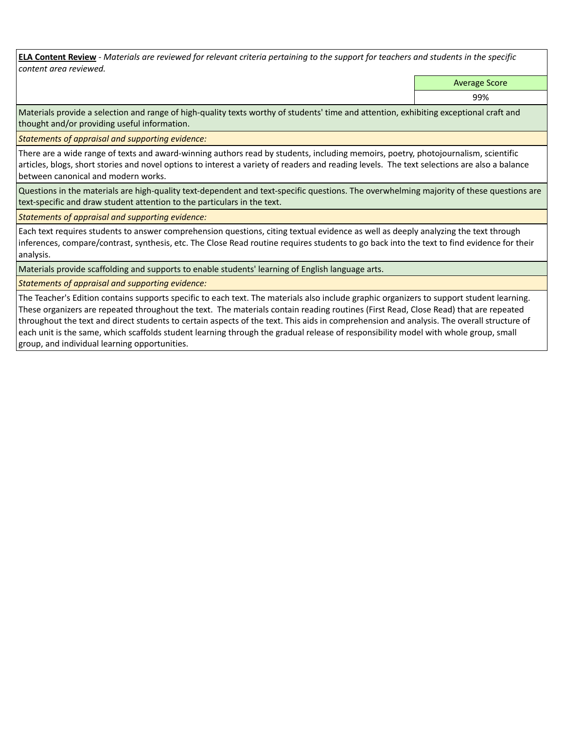**ELA Content Review** - *Materials are reviewed for relevant criteria pertaining to the support for teachers and students in the specific content area reviewed.*

| | Average Score |
|---|---|
| | 99% |

Materials provide a selection and range of high-quality texts worthy of students' time and attention, exhibiting exceptional craft and thought and/or providing useful information.

*Statements of appraisal and supporting evidence:*

There are a wide range of texts and award-winning authors read by students, including memoirs, poetry, photojournalism, scientific articles, blogs, short stories and novel options to interest a variety of readers and reading levels. The text selections are also a balance between canonical and modern works.

Questions in the materials are high-quality text-dependent and text-specific questions. The overwhelming majority of these questions are text-specific and draw student attention to the particulars in the text.

*Statements of appraisal and supporting evidence:*

Each text requires students to answer comprehension questions, citing textual evidence as well as deeply analyzing the text through inferences, compare/contrast, synthesis, etc. The Close Read routine requires students to go back into the text to find evidence for their analysis.

Materials provide scaffolding and supports to enable students' learning of English language arts.

*Statements of appraisal and supporting evidence:*

The Teacher's Edition contains supports specific to each text. The materials also include graphic organizers to support student learning. These organizers are repeated throughout the text. The materials contain reading routines (First Read, Close Read) that are repeated throughout the text and direct students to certain aspects of the text. This aids in comprehension and analysis. The overall structure of each unit is the same, which scaffolds student learning through the gradual release of responsibility model with whole group, small group, and individual learning opportunities.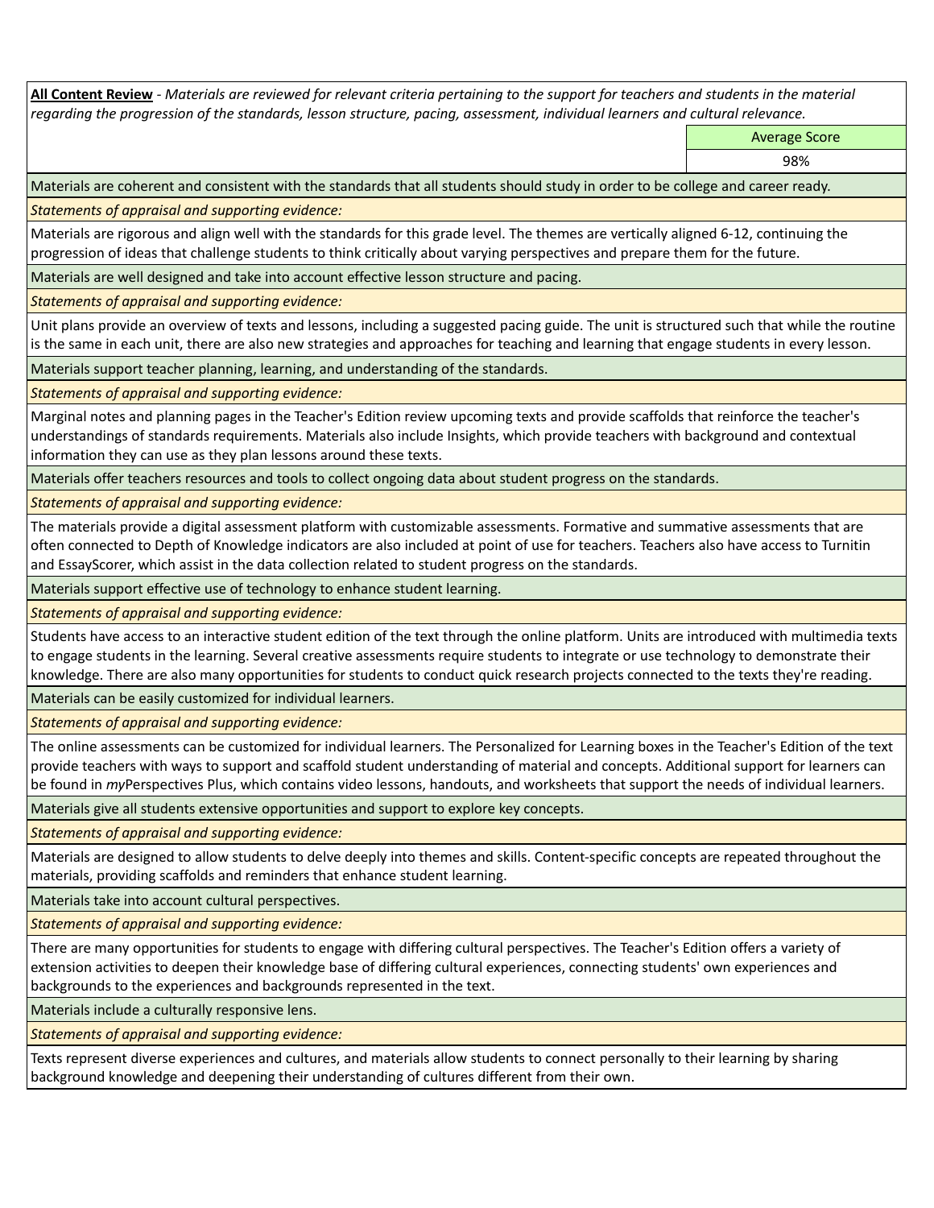**All Content Review** - *Materials are reviewed for relevant criteria pertaining to the support for teachers and students in the material regarding the progression of the standards, lesson structure, pacing, assessment, individual learners and cultural relevance.*

| | Average Score |
|---|---|
| | 98% |

Materials are coherent and consistent with the standards that all students should study in order to be college and career ready.

*Statements of appraisal and supporting evidence:*

Materials are rigorous and align well with the standards for this grade level. The themes are vertically aligned 6-12, continuing the progression of ideas that challenge students to think critically about varying perspectives and prepare them for the future.

Materials are well designed and take into account effective lesson structure and pacing.

*Statements of appraisal and supporting evidence:*

Unit plans provide an overview of texts and lessons, including a suggested pacing guide. The unit is structured such that while the routine is the same in each unit, there are also new strategies and approaches for teaching and learning that engage students in every lesson.

Materials support teacher planning, learning, and understanding of the standards.

*Statements of appraisal and supporting evidence:*

Marginal notes and planning pages in the Teacher's Edition review upcoming texts and provide scaffolds that reinforce the teacher's understandings of standards requirements. Materials also include Insights, which provide teachers with background and contextual information they can use as they plan lessons around these texts.

Materials offer teachers resources and tools to collect ongoing data about student progress on the standards.

*Statements of appraisal and supporting evidence:*

The materials provide a digital assessment platform with customizable assessments. Formative and summative assessments that are often connected to Depth of Knowledge indicators are also included at point of use for teachers. Teachers also have access to Turnitin and EssayScorer, which assist in the data collection related to student progress on the standards.

Materials support effective use of technology to enhance student learning.

*Statements of appraisal and supporting evidence:*

Students have access to an interactive student edition of the text through the online platform. Units are introduced with multimedia texts to engage students in the learning. Several creative assessments require students to integrate or use technology to demonstrate their knowledge. There are also many opportunities for students to conduct quick research projects connected to the texts they're reading.

Materials can be easily customized for individual learners.

*Statements of appraisal and supporting evidence:*

The online assessments can be customized for individual learners. The Personalized for Learning boxes in the Teacher's Edition of the text provide teachers with ways to support and scaffold student understanding of material and concepts. Additional support for learners can be found in *my*Perspectives Plus, which contains video lessons, handouts, and worksheets that support the needs of individual learners.

Materials give all students extensive opportunities and support to explore key concepts.

*Statements of appraisal and supporting evidence:*

Materials are designed to allow students to delve deeply into themes and skills. Content-specific concepts are repeated throughout the materials, providing scaffolds and reminders that enhance student learning.

Materials take into account cultural perspectives.

*Statements of appraisal and supporting evidence:*

There are many opportunities for students to engage with differing cultural perspectives. The Teacher's Edition offers a variety of extension activities to deepen their knowledge base of differing cultural experiences, connecting students' own experiences and backgrounds to the experiences and backgrounds represented in the text.

Materials include a culturally responsive lens.

*Statements of appraisal and supporting evidence:*

Texts represent diverse experiences and cultures, and materials allow students to connect personally to their learning by sharing background knowledge and deepening their understanding of cultures different from their own.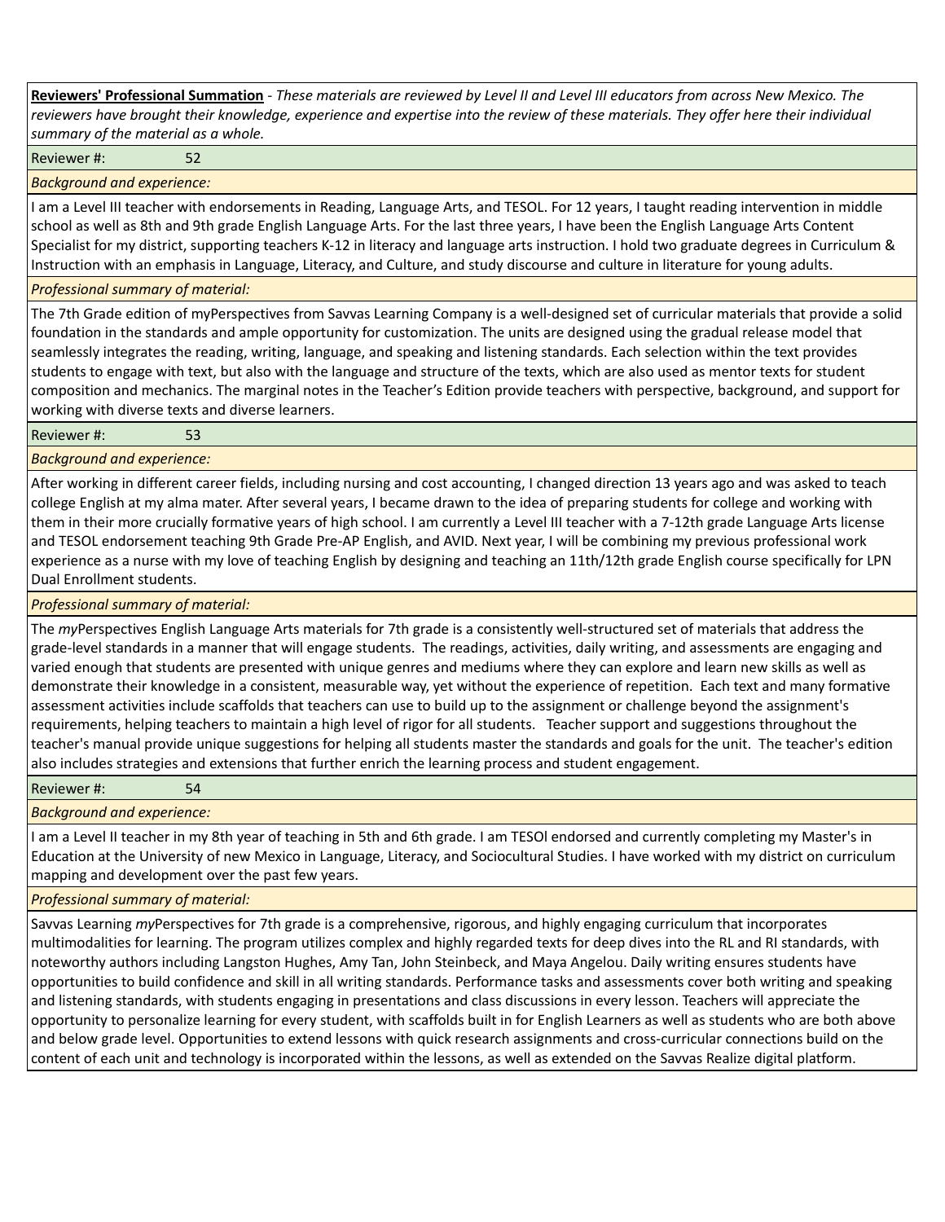**Reviewers' Professional Summation** - *These materials are reviewed by Level II and Level III educators from across New Mexico. The reviewers have brought their knowledge, experience and expertise into the review of these materials. They offer here their individual summary of the material as a whole.*

Reviewer #: 52

*Background and experience:*

I am a Level III teacher with endorsements in Reading, Language Arts, and TESOL. For 12 years, I taught reading intervention in middle school as well as 8th and 9th grade English Language Arts. For the last three years, I have been the English Language Arts Content Specialist for my district, supporting teachers K-12 in literacy and language arts instruction. I hold two graduate degrees in Curriculum & Instruction with an emphasis in Language, Literacy, and Culture, and study discourse and culture in literature for young adults.

*Professional summary of material:*

The 7th Grade edition of myPerspectives from Savvas Learning Company is a well-designed set of curricular materials that provide a solid foundation in the standards and ample opportunity for customization. The units are designed using the gradual release model that seamlessly integrates the reading, writing, language, and speaking and listening standards. Each selection within the text provides students to engage with text, but also with the language and structure of the texts, which are also used as mentor texts for student composition and mechanics. The marginal notes in the Teacher's Edition provide teachers with perspective, background, and support for working with diverse texts and diverse learners.

Reviewer #: 53

*Background and experience:*

After working in different career fields, including nursing and cost accounting, I changed direction 13 years ago and was asked to teach college English at my alma mater. After several years, I became drawn to the idea of preparing students for college and working with them in their more crucially formative years of high school. I am currently a Level III teacher with a 7-12th grade Language Arts license and TESOL endorsement teaching 9th Grade Pre-AP English, and AVID. Next year, I will be combining my previous professional work experience as a nurse with my love of teaching English by designing and teaching an 11th/12th grade English course specifically for LPN Dual Enrollment students.

*Professional summary of material:*

The *my*Perspectives English Language Arts materials for 7th grade is a consistently well-structured set of materials that address the grade-level standards in a manner that will engage students. The readings, activities, daily writing, and assessments are engaging and varied enough that students are presented with unique genres and mediums where they can explore and learn new skills as well as demonstrate their knowledge in a consistent, measurable way, yet without the experience of repetition. Each text and many formative assessment activities include scaffolds that teachers can use to build up to the assignment or challenge beyond the assignment's requirements, helping teachers to maintain a high level of rigor for all students. Teacher support and suggestions throughout the teacher's manual provide unique suggestions for helping all students master the standards and goals for the unit. The teacher's edition also includes strategies and extensions that further enrich the learning process and student engagement.

Reviewer #: 54

*Background and experience:*

I am a Level II teacher in my 8th year of teaching in 5th and 6th grade. I am TESOl endorsed and currently completing my Master's in Education at the University of new Mexico in Language, Literacy, and Sociocultural Studies. I have worked with my district on curriculum mapping and development over the past few years.

*Professional summary of material:*

Savvas Learning *my*Perspectives for 7th grade is a comprehensive, rigorous, and highly engaging curriculum that incorporates multimodalities for learning. The program utilizes complex and highly regarded texts for deep dives into the RL and RI standards, with noteworthy authors including Langston Hughes, Amy Tan, John Steinbeck, and Maya Angelou. Daily writing ensures students have opportunities to build confidence and skill in all writing standards. Performance tasks and assessments cover both writing and speaking and listening standards, with students engaging in presentations and class discussions in every lesson. Teachers will appreciate the opportunity to personalize learning for every student, with scaffolds built in for English Learners as well as students who are both above and below grade level. Opportunities to extend lessons with quick research assignments and cross-curricular connections build on the content of each unit and technology is incorporated within the lessons, as well as extended on the Savvas Realize digital platform.